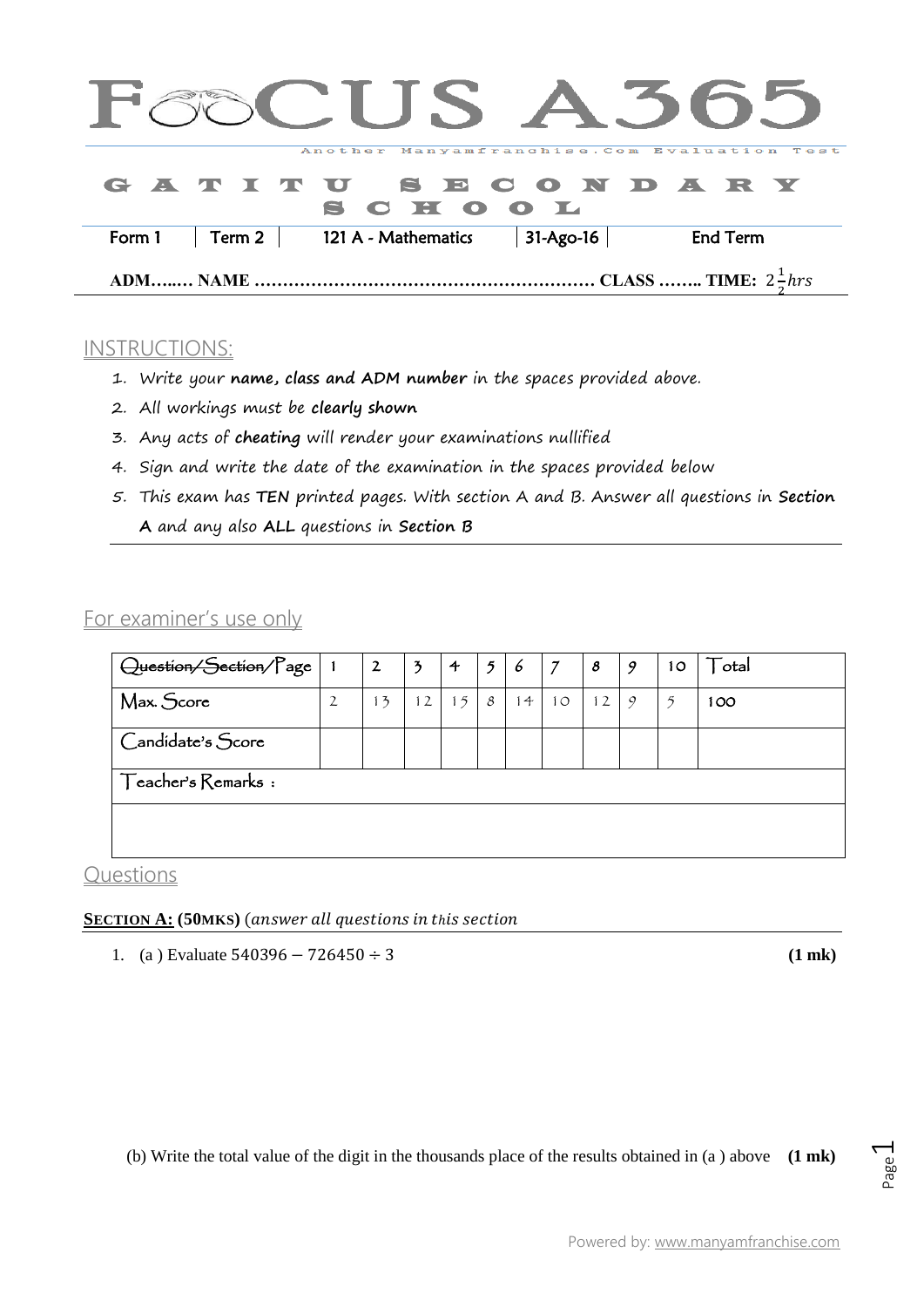# FOCUS A365

Another Manyamfranchise.Com Evaluation Test

## GATITU SECONDARY SCHOOL

| Form 1 | Term 2 | 121 A - Mathematics | 31-Ago-16 | End Term |
|---|---|---|---|---|

**ADM…..… NAME …………………………………………………… CLASS …….. TIME:** $2\frac{1}{2}hrs$

## INSTRUCTIONS:

1. Write your **name, class and ADM number** in the spaces provided above.
2. All workings must be **clearly shown**
3. Any acts of **cheating** will render your examinations nullified
4. Sign and write the date of the examination in the spaces provided below
5. This exam has **TEN** printed pages. With section A and B. Answer all questions in **Section A** and any also **ALL** questions in **Section B**

## For examiner's use only

| Question/Section/Page | 1 | 2 | 3 | 4 | 5 | 6 | 7 | 8 | 9 | 10 | Total |
|---|---|---|---|---|---|---|---|---|---|---|---|
| Max. Score | 2 | 13 | 12 | 15 | 8 | 14 | 10 | 12 | 9 | 5 | 100 |
| Candidate's Score | | | | | | | | | | | |
| Teacher's Remarks : | | | | | | | | | | | |
| | | | | | | | | | | | |

## Questions

**SECTION A: (50MKS)** (*answer all questions in this section*

1. (a ) Evaluate $540396 - 726450 \div 3$ **(1 mk)**

   (b) Write the total value of the digit in the thousands place of the results obtained in (a ) above **(1 mk)**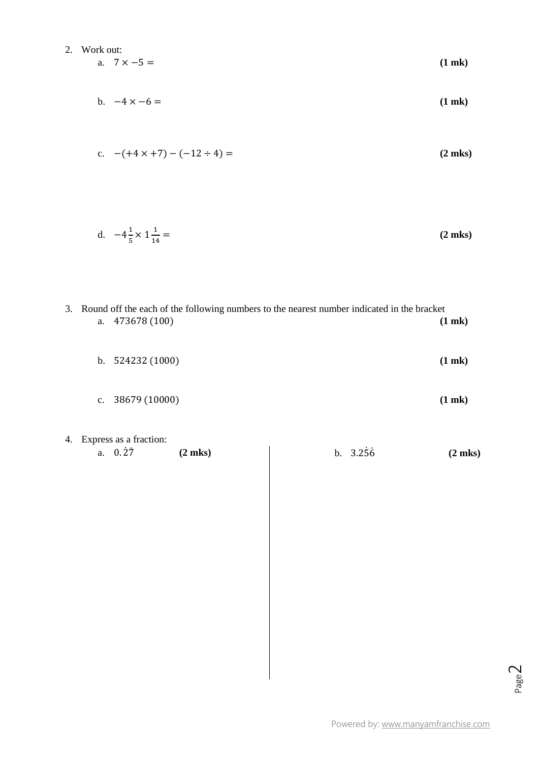2. Work out:

   a. $7 \times -5 =$ **(1 mk)**

   b. $-4 \times -6 =$ **(1 mk)**

   c. $-(+4 \times +7) - (-12 \div 4) =$ **(2 mks)**

   d. $-4\frac{1}{5} \times 1\frac{1}{14} =$ **(2 mks)**

3. Round off the each of the following numbers to the nearest number indicated in the bracket

   a. $473678\ (100)$ **(1 mk)**

   b. $524232\ (1000)$ **(1 mk)**

   c. $38679\ (10000)$ **(1 mk)**

4. Express as a fraction:

   a. $0.\dot{2}\dot{7}$ **(2 mks)**

   b. $3.2\dot{5}\dot{6}$ **(2 mks)**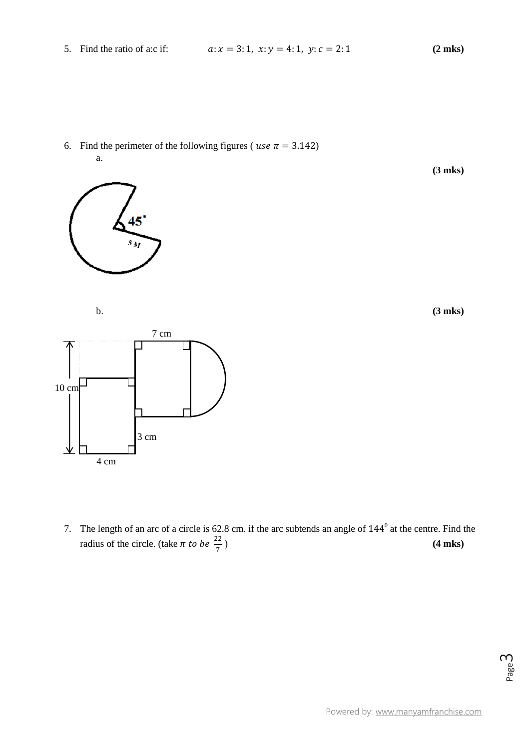5. Find the ratio of a:c if: $a:x = 3:1,\ x:y = 4:1,\ y:c = 2:1$ **(2 mks)**

6. Find the perimeter of the following figures ( $use\ \pi = 3.142$)

   a. **(3 mks)**

   45˚

   5 M

   b. **(3 mks)**

   7 cm

   10 cm

   3 cm

   4 cm

7. The length of an arc of a circle is 62.8 cm. if the arc subtends an angle of $144^0$ at the centre. Find the radius of the circle. (take $\pi\ to\ be\ \frac{22}{7}$ ) **(4 mks)**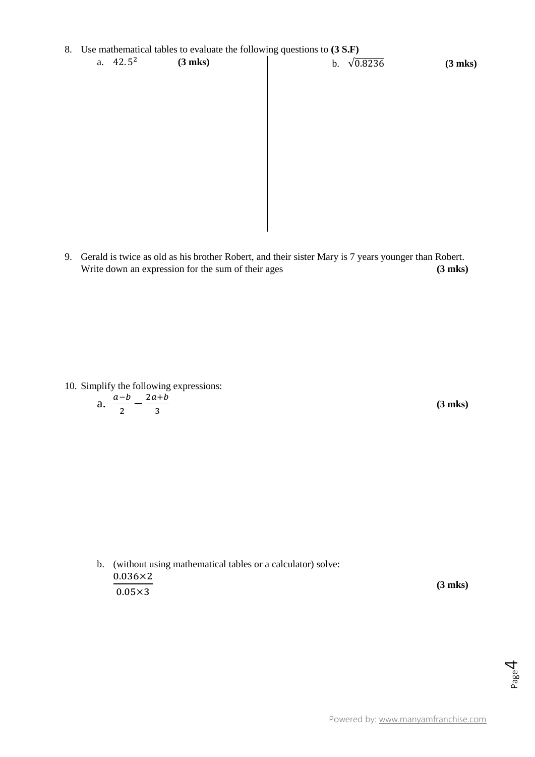8. Use mathematical tables to evaluate the following questions to **(3 S.F)**

   a. $42.5^2$ **(3 mks)**

   b. $\sqrt{0.8236}$ **(3 mks)**

9. Gerald is twice as old as his brother Robert, and their sister Mary is 7 years younger than Robert. Write down an expression for the sum of their ages **(3 mks)**

10. Simplify the following expressions:

    a. $\frac{a-b}{2} - \frac{2a+b}{3}$ **(3 mks)**

    b. (without using mathematical tables or a calculator) solve:

    $\frac{0.036 \times 2}{0.05 \times 3}$ **(3 mks)**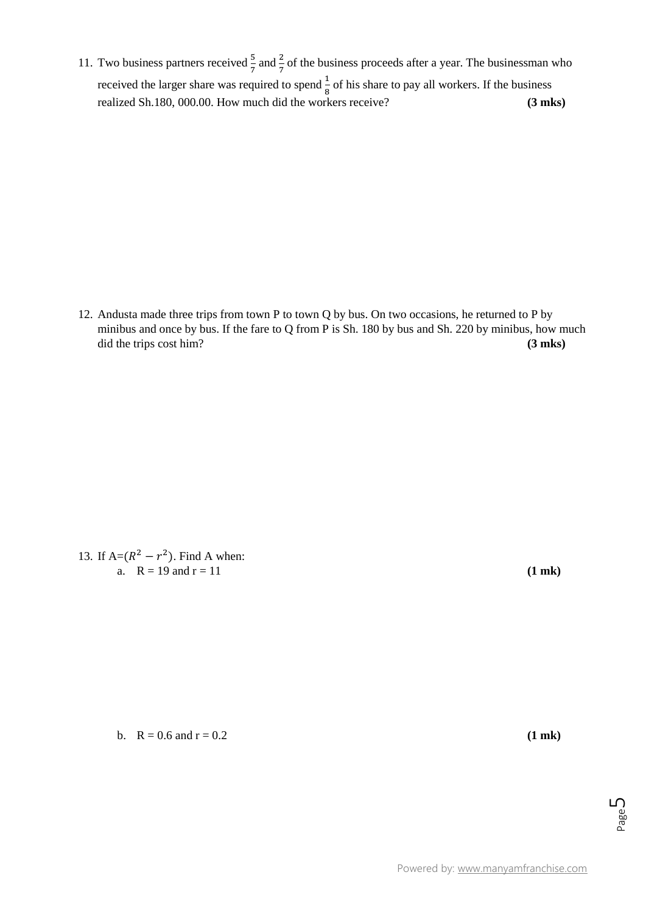11. Two business partners received $\frac{5}{7}$ and $\frac{2}{7}$ of the business proceeds after a year. The businessman who received the larger share was required to spend $\frac{1}{8}$ of his share to pay all workers. If the business realized Sh.180, 000.00. How much did the workers receive? **(3 mks)**

12. Andusta made three trips from town P to town Q by bus. On two occasions, he returned to P by minibus and once by bus. If the fare to Q from P is Sh. 180 by bus and Sh. 220 by minibus, how much did the trips cost him? **(3 mks)**

13. If A=$(R^2 - r^2)$. Find A when:
    a. R = 19 and r = 11 **(1 mk)**

    b. R = 0.6 and r = 0.2 **(1 mk)**

Powered by: www.manyamfranchise.com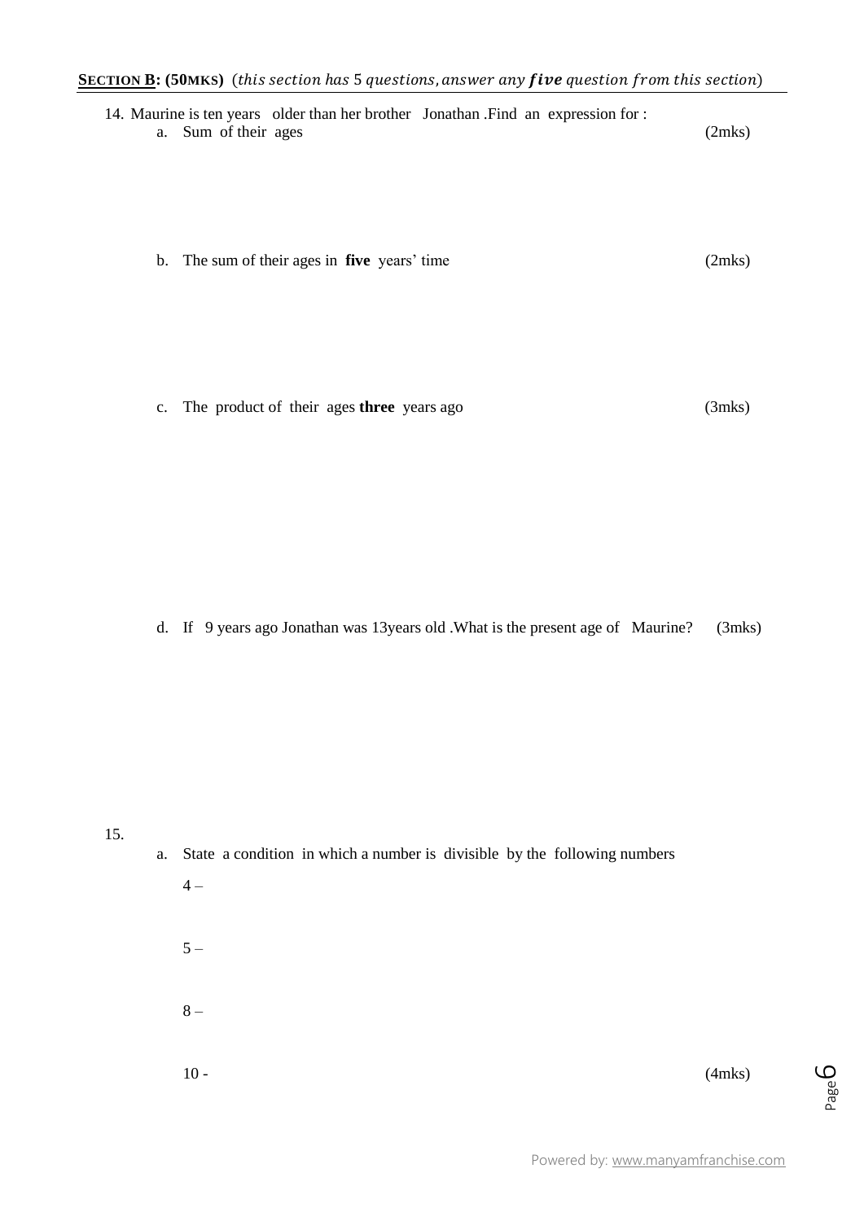**SECTION B: (50MKS)** *(this section has 5 questions, answer any **five** question from this section)*

14. Maurine is ten years older than her brother Jonathan .Find an expression for :

    a. Sum of their ages (2mks)

    b. The sum of their ages in **five** years' time (2mks)

    c. The product of their ages **three** years ago (3mks)

    d. If 9 years ago Jonathan was 13years old .What is the present age of Maurine? (3mks)

15.

    a. State a condition in which a number is divisible by the following numbers

    4 –

    5 –

    8 –

    10 - (4mks)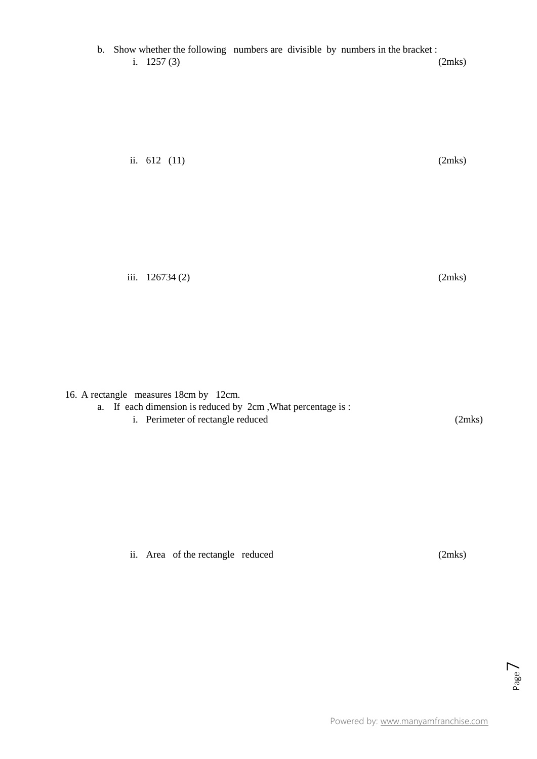b. Show whether the following numbers are divisible by numbers in the bracket :

   i. 1257 (3) (2mks)

   ii. 612 (11) (2mks)

   iii. 126734 (2) (2mks)

16. A rectangle measures 18cm by 12cm.

   a. If each dimension is reduced by 2cm ,What percentage is :

      i. Perimeter of rectangle reduced (2mks)

      ii. Area of the rectangle reduced (2mks)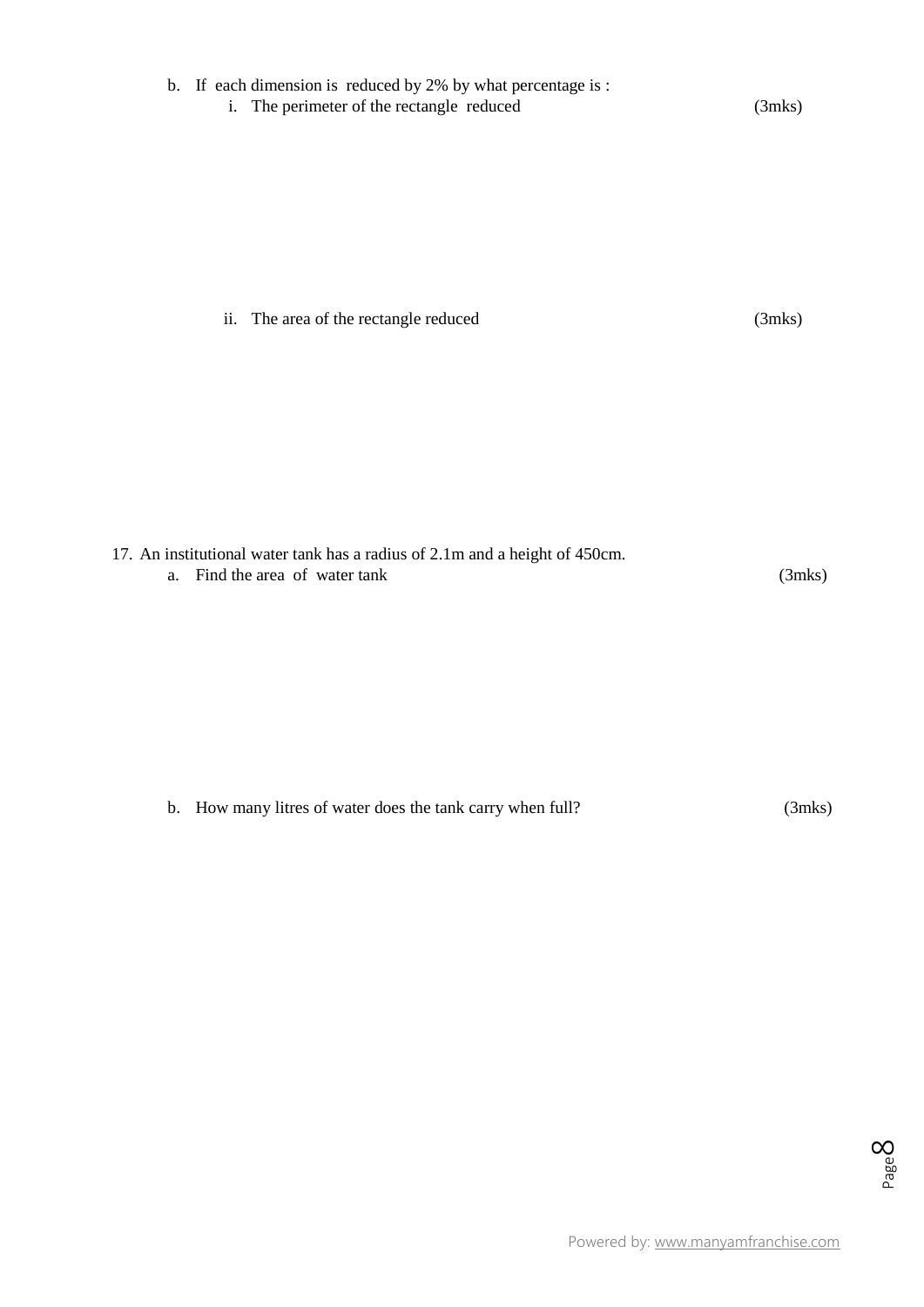b. If each dimension is reduced by 2% by what percentage is :

   i. The perimeter of the rectangle reduced (3mks)

   ii. The area of the rectangle reduced (3mks)

17. An institutional water tank has a radius of 2.1m and a height of 450cm.

   a. Find the area of water tank (3mks)

   b. How many litres of water does the tank carry when full? (3mks)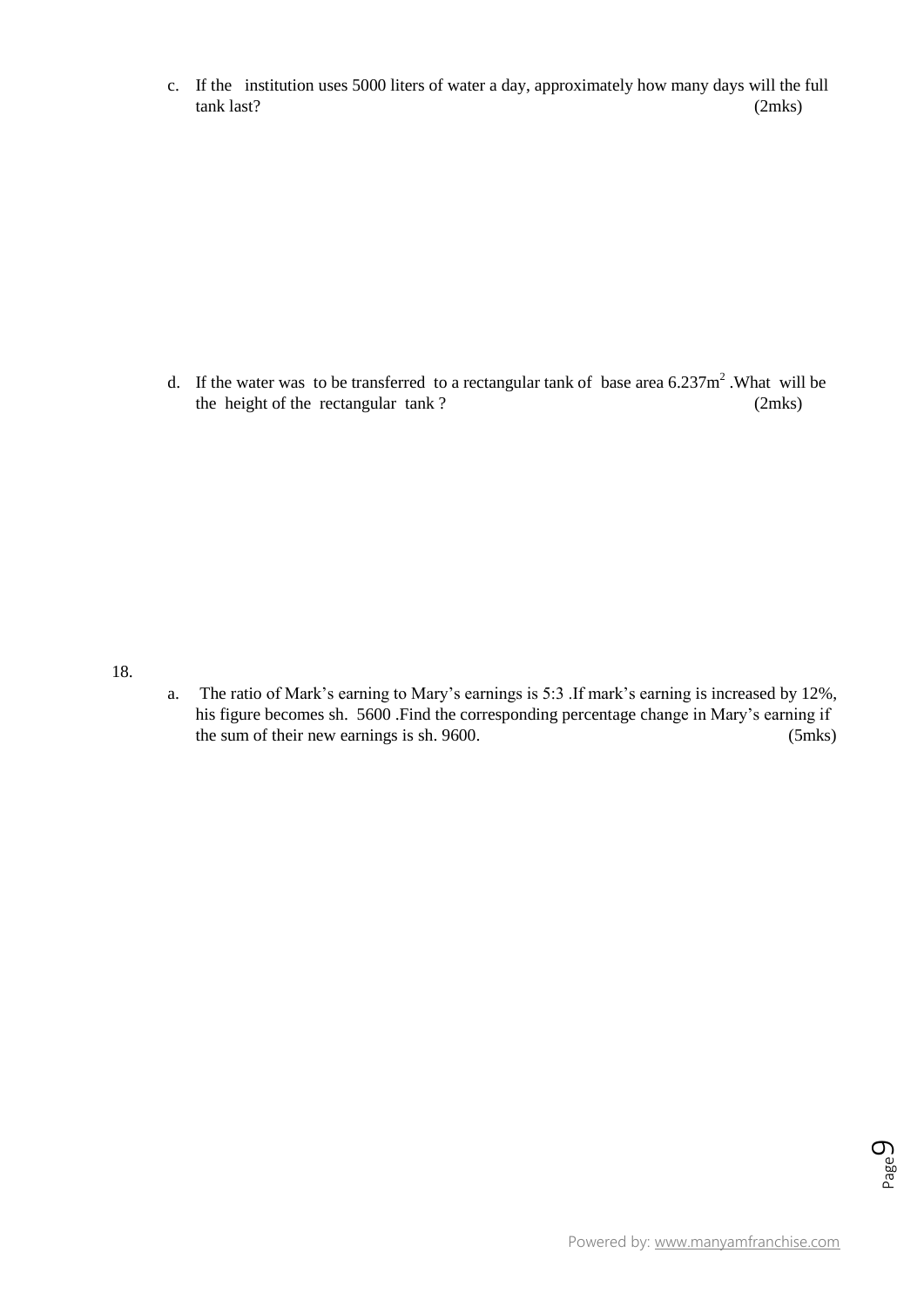c. If the institution uses 5000 liters of water a day, approximately how many days will the full tank last? (2mks)

d. If the water was to be transferred to a rectangular tank of base area $6.237m^2$ .What will be the height of the rectangular tank ? (2mks)

18.

a. The ratio of Mark's earning to Mary's earnings is 5:3 .If mark's earning is increased by 12%, his figure becomes sh. 5600 .Find the corresponding percentage change in Mary's earning if the sum of their new earnings is sh. 9600. (5mks)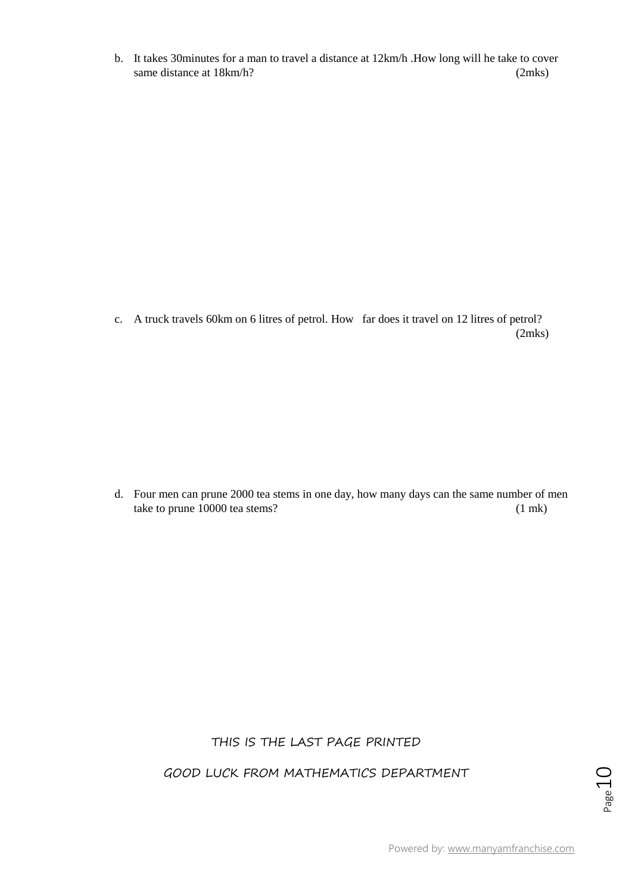b. It takes 30minutes for a man to travel a distance at 12km/h .How long will he take to cover same distance at 18km/h? (2mks)

c. A truck travels 60km on 6 litres of petrol. How far does it travel on 12 litres of petrol? (2mks)

d. Four men can prune 2000 tea stems in one day, how many days can the same number of men take to prune 10000 tea stems? (1 mk)

THIS IS THE LAST PAGE PRINTED

GOOD LUCK FROM MATHEMATICS DEPARTMENT

Powered by: www.manyamfranchise.com